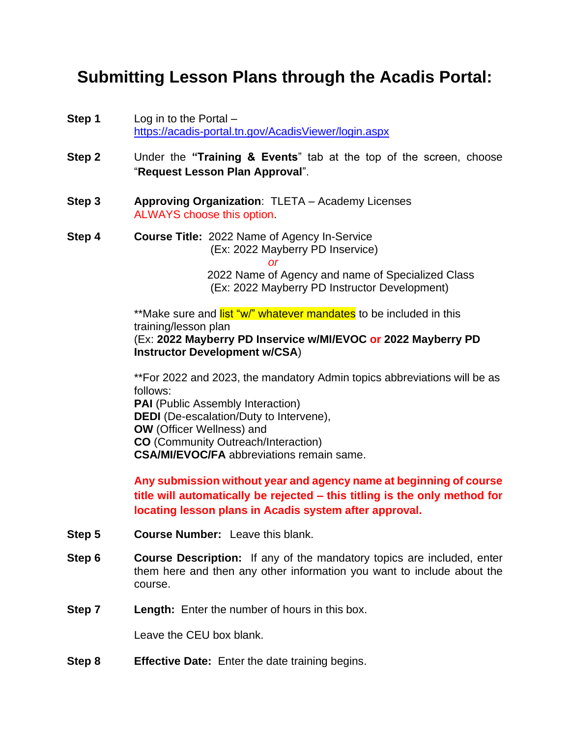# Submitting Lesson Plans through the Acadis Portal:

**Step 1** Log in to the Portal – [https://acadis-portal.tn.gov/AcadisViewer/login.aspx](https://acadis-portal.tn.gov/AcadisViewer/login.aspx)

**Step 2** Under the **"Training & Events**" tab at the top of the screen, choose "**Request Lesson Plan Approval**".

**Step 3** **Approving Organization**: TLETA – Academy Licenses
ALWAYS choose this option.

**Step 4** **Course Title:** 2022 Name of Agency In-Service
(Ex: 2022 Mayberry PD Inservice)
*or*
2022 Name of Agency and name of Specialized Class
(Ex: 2022 Mayberry PD Instructor Development)

**Make sure and list "w/" whatever mandates to be included in this training/lesson plan
(Ex: **2022 Mayberry PD Inservice w/MI/EVOC** or **2022 Mayberry PD Instructor Development w/CSA**)

**For 2022 and 2023, the mandatory Admin topics abbreviations will be as follows:
**PAI** (Public Assembly Interaction)
**DEDI** (De-escalation/Duty to Intervene),
**OW** (Officer Wellness) and
**CO** (Community Outreach/Interaction)
**CSA/MI/EVOC/FA** abbreviations remain same.

**Any submission without year and agency name at beginning of course title will automatically be rejected – this titling is the only method for locating lesson plans in Acadis system after approval.**

**Step 5** **Course Number:** Leave this blank.

**Step 6** **Course Description:** If any of the mandatory topics are included, enter them here and then any other information you want to include about the course.

**Step 7** **Length:** Enter the number of hours in this box.

Leave the CEU box blank.

**Step 8** **Effective Date:** Enter the date training begins.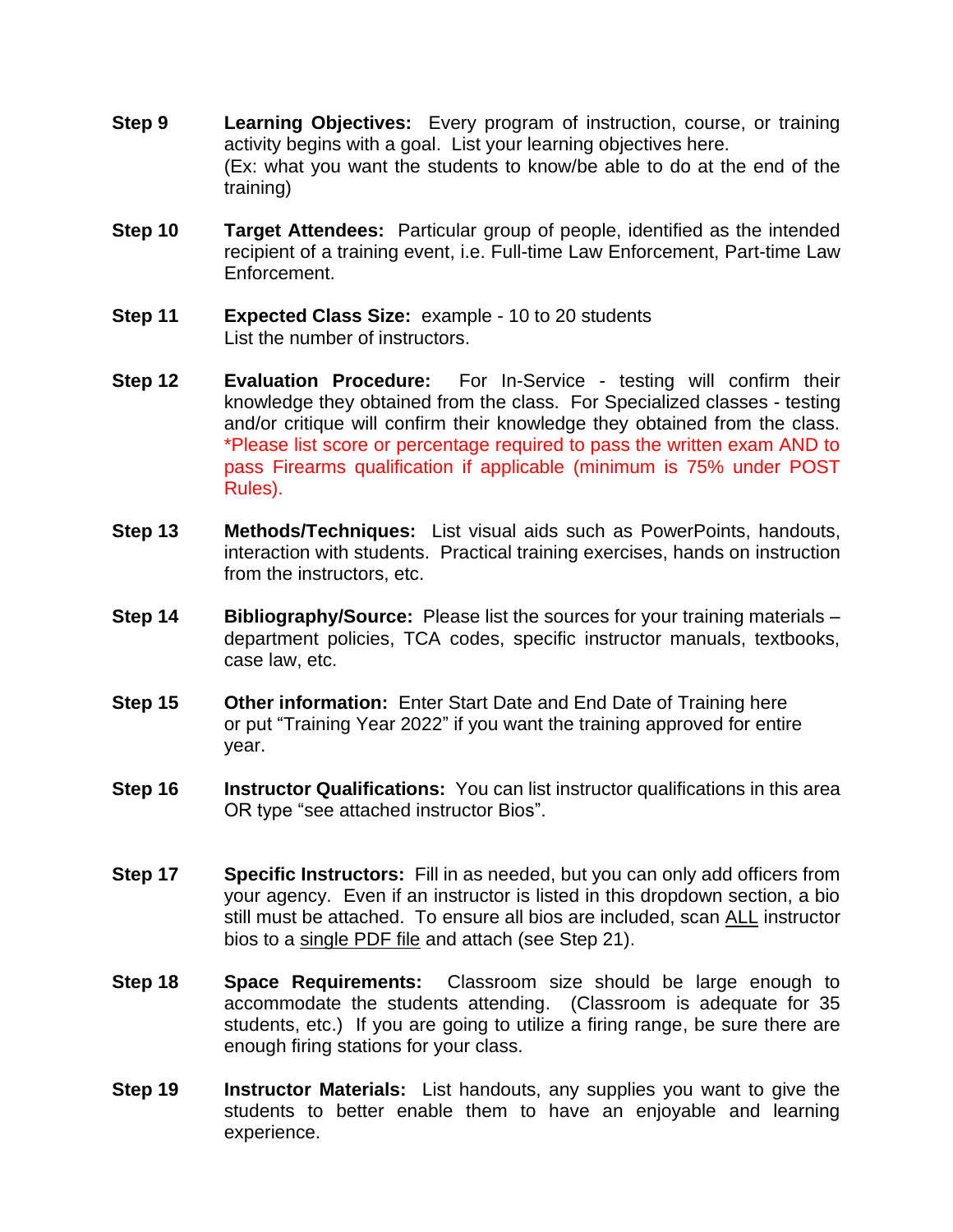**Step 9** **Learning Objectives:** Every program of instruction, course, or training activity begins with a goal. List your learning objectives here. (Ex: what you want the students to know/be able to do at the end of the training)

**Step 10** **Target Attendees:** Particular group of people, identified as the intended recipient of a training event, i.e. Full-time Law Enforcement, Part-time Law Enforcement.

**Step 11** **Expected Class Size:** example - 10 to 20 students
List the number of instructors.

**Step 12** **Evaluation Procedure:** For In-Service - testing will confirm their knowledge they obtained from the class. For Specialized classes - testing and/or critique will confirm their knowledge they obtained from the class. *Please list score or percentage required to pass the written exam AND to pass Firearms qualification if applicable (minimum is 75% under POST Rules).

**Step 13** **Methods/Techniques:** List visual aids such as PowerPoints, handouts, interaction with students. Practical training exercises, hands on instruction from the instructors, etc.

**Step 14** **Bibliography/Source:** Please list the sources for your training materials – department policies, TCA codes, specific instructor manuals, textbooks, case law, etc.

**Step 15** **Other information:** Enter Start Date and End Date of Training here or put "Training Year 2022" if you want the training approved for entire year.

**Step 16** **Instructor Qualifications:** You can list instructor qualifications in this area OR type "see attached instructor Bios".

**Step 17** **Specific Instructors:** Fill in as needed, but you can only add officers from your agency. Even if an instructor is listed in this dropdown section, a bio still must be attached. To ensure all bios are included, scan <u>ALL</u> instructor bios to a <u>single PDF file</u> and attach (see Step 21).

**Step 18** **Space Requirements:** Classroom size should be large enough to accommodate the students attending. (Classroom is adequate for 35 students, etc.) If you are going to utilize a firing range, be sure there are enough firing stations for your class.

**Step 19** **Instructor Materials:** List handouts, any supplies you want to give the students to better enable them to have an enjoyable and learning experience.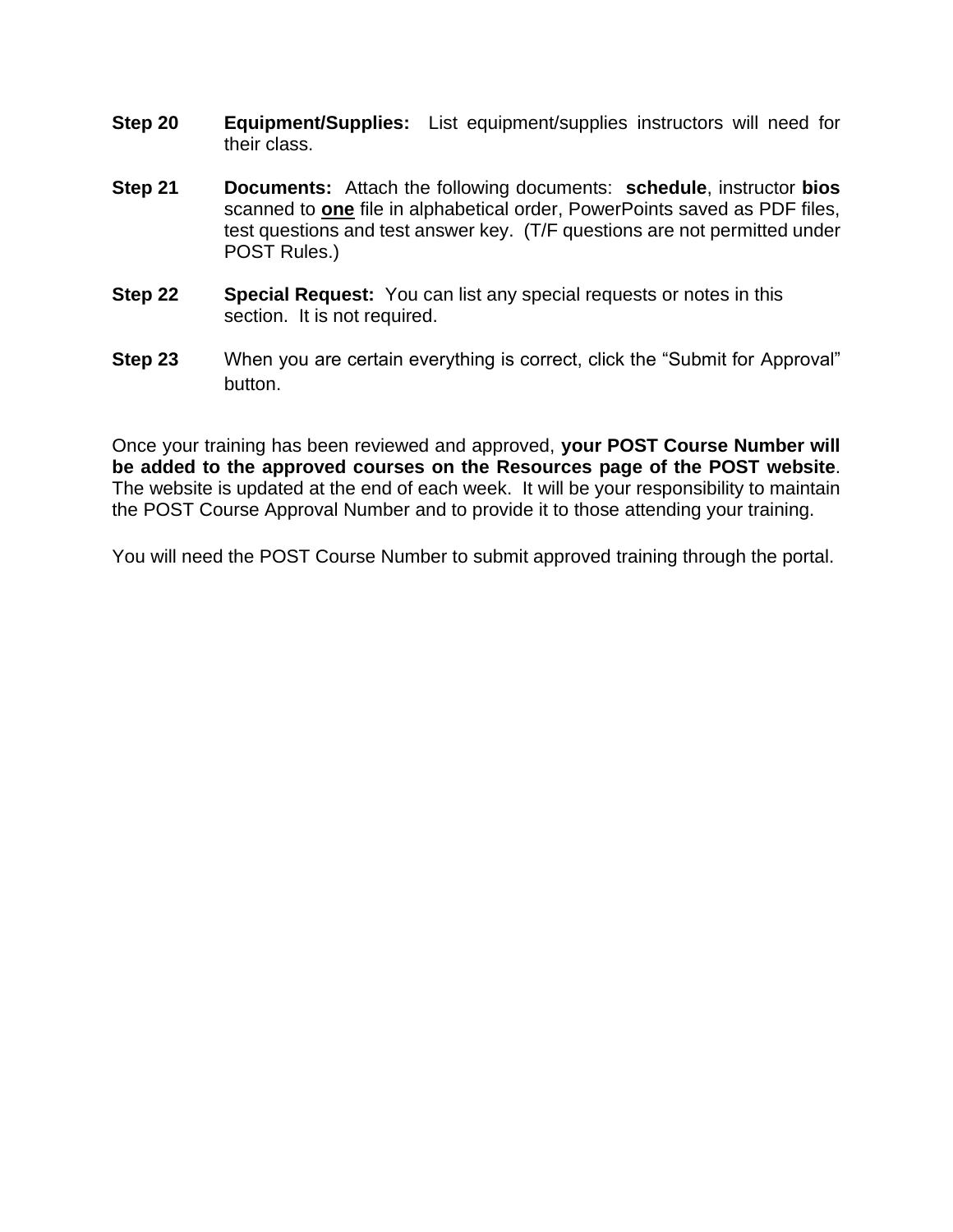**Step 20** **Equipment/Supplies:** List equipment/supplies instructors will need for their class.

**Step 21** **Documents:** Attach the following documents: **schedule**, instructor **bios** scanned to **<u>one</u>** file in alphabetical order, PowerPoints saved as PDF files, test questions and test answer key. (T/F questions are not permitted under POST Rules.)

**Step 22** **Special Request:** You can list any special requests or notes in this section. It is not required.

**Step 23** When you are certain everything is correct, click the "Submit for Approval" button.

Once your training has been reviewed and approved, **your POST Course Number will be added to the approved courses on the Resources page of the POST website**. The website is updated at the end of each week. It will be your responsibility to maintain the POST Course Approval Number and to provide it to those attending your training.

You will need the POST Course Number to submit approved training through the portal.